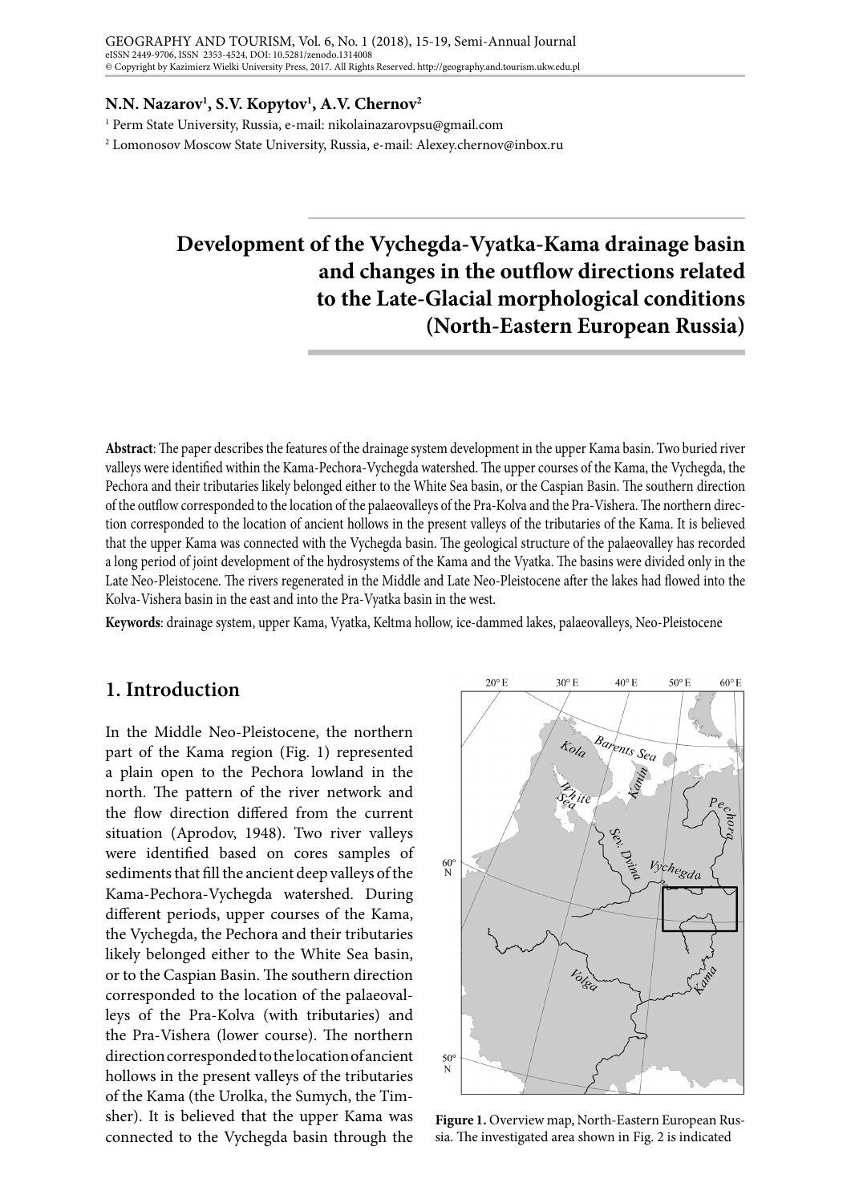**N.N. Nazarov[1], S.V. Kopytov[1], A.V. Chernov[2]**

[1] Perm State University, Russia, e-mail: nikolainazarovpsu@gmail.com

[2] Lomonosov Moscow State University, Russia, e-mail: Alexey.chernov@inbox.ru

# Development of the Vychegda-Vyatka-Kama drainage basin and changes in the outflow directions related to the Late-Glacial morphological conditions (North-Eastern European Russia)

**Abstract**: The paper describes the features of the drainage system development in the upper Kama basin. Two buried river valleys were identified within the Kama-Pechora-Vychegda watershed. The upper courses of the Kama, the Vychegda, the Pechora and their tributaries likely belonged either to the White Sea basin, or the Caspian Basin. The southern direction of the outflow corresponded to the location of the palaeovalleys of the Pra-Kolva and the Pra-Vishera. The northern direction corresponded to the location of ancient hollows in the present valleys of the tributaries of the Kama. It is believed that the upper Kama was connected with the Vychegda basin. The geological structure of the palaeovalley has recorded a long period of joint development of the hydrosystems of the Kama and the Vyatka. The basins were divided only in the Late Neo-Pleistocene. The rivers regenerated in the Middle and Late Neo-Pleistocene after the lakes had flowed into the Kolva-Vishera basin in the east and into the Pra-Vyatka basin in the west.

**Keywords**: drainage system, upper Kama, Vyatka, Keltma hollow, ice-dammed lakes, palaeovalleys, Neo-Pleistocene

## 1. Introduction

In the Middle Neo-Pleistocene, the northern part of the Kama region (Fig. 1) represented a plain open to the Pechora lowland in the north. The pattern of the river network and the flow direction differed from the current situation (Aprodov, 1948). Two river valleys were identified based on cores samples of sediments that fill the ancient deep valleys of the Kama-Pechora-Vychegda watershed. During different periods, upper courses of the Kama, the Vychegda, the Pechora and their tributaries likely belonged either to the White Sea basin, or to the Caspian Basin. The southern direction corresponded to the location of the palaeovalleys of the Pra-Kolva (with tributaries) and the Pra-Vishera (lower course). The northern direction corresponded to the location of ancient hollows in the present valleys of the tributaries of the Kama (the Urolka, the Sumych, the Timsher). It is believed that the upper Kama was connected to the Vychegda basin through the

**Figure 1.** Overview map, North-Eastern European Russia. The investigated area shown in Fig. 2 is indicated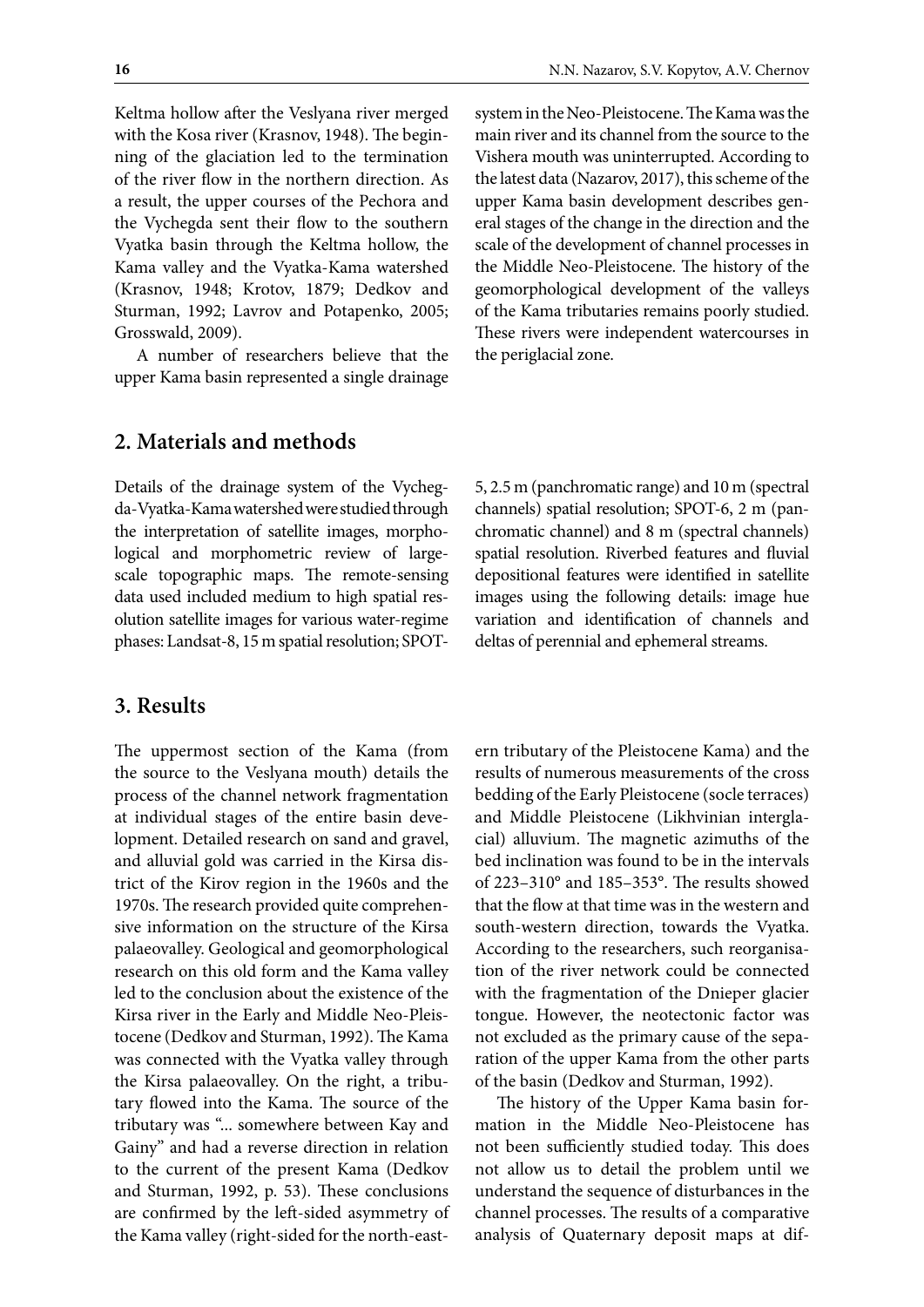Keltma hollow after the Veslyana river merged with the Kosa river (Krasnov, 1948). The beginning of the glaciation led to the termination of the river flow in the northern direction. As a result, the upper courses of the Pechora and the Vychegda sent their flow to the southern Vyatka basin through the Keltma hollow, the Kama valley and the Vyatka-Kama watershed (Krasnov, 1948; Krotov, 1879; Dedkov and Sturman, 1992; Lavrov and Potapenko, 2005; Grosswald, 2009).

A number of researchers believe that the upper Kama basin represented a single drainage system in the Neo-Pleistocene. The Kama was the main river and its channel from the source to the Vishera mouth was uninterrupted. According to the latest data (Nazarov, 2017), this scheme of the upper Kama basin development describes general stages of the change in the direction and the scale of the development of channel processes in the Middle Neo-Pleistocene. The history of the geomorphological development of the valleys of the Kama tributaries remains poorly studied. These rivers were independent watercourses in the periglacial zone.

## 2. Materials and methods

Details of the drainage system of the Vychegda-Vyatka-Kama watershed were studied through the interpretation of satellite images, morphological and morphometric review of large-scale topographic maps. The remote-sensing data used included medium to high spatial resolution satellite images for various water-regime phases: Landsat-8, 15 m spatial resolution; SPOT-5, 2.5 m (panchromatic range) and 10 m (spectral channels) spatial resolution; SPOT-6, 2 m (panchromatic channel) and 8 m (spectral channels) spatial resolution. Riverbed features and fluvial depositional features were identified in satellite images using the following details: image hue variation and identification of channels and deltas of perennial and ephemeral streams.

## 3. Results

The uppermost section of the Kama (from the source to the Veslyana mouth) details the process of the channel network fragmentation at individual stages of the entire basin development. Detailed research on sand and gravel, and alluvial gold was carried in the Kirsa district of the Kirov region in the 1960s and the 1970s. The research provided quite comprehensive information on the structure of the Kirsa palaeovalley. Geological and geomorphological research on this old form and the Kama valley led to the conclusion about the existence of the Kirsa river in the Early and Middle Neo-Pleistocene (Dedkov and Sturman, 1992). The Kama was connected with the Vyatka valley through the Kirsa palaeovalley. On the right, a tributary flowed into the Kama. The source of the tributary was "... somewhere between Kay and Gainy" and had a reverse direction in relation to the current of the present Kama (Dedkov and Sturman, 1992, p. 53). These conclusions are confirmed by the left-sided asymmetry of the Kama valley (right-sided for the north-eastern tributary of the Pleistocene Kama basin) and the results of numerous measurements of the cross bedding of the Early Pleistocene (socle terraces) and Middle Pleistocene (Likhvinian interglacial) alluvium. The magnetic azimuths of the bed inclination was found to be in the intervals of 223–310° and 185–353°. The results showed that the flow at that time was in the western and south-western direction, towards the Vyatka. According to the researchers, such reorganisation of the river network could be connected with the fragmentation of the Dnieper glacier tongue. However, the neotectonic factor was not excluded as the primary cause of the separation of the upper Kama from the other parts of the basin (Dedkov and Sturman, 1992).

The history of the Upper Kama basin formation in the Middle Neo-Pleistocene has not been sufficiently studied today. This does not allow us to detail the problem until we understand the sequence of disturbances in the channel processes. The results of a comparative analysis of Quaternary deposit maps at dif-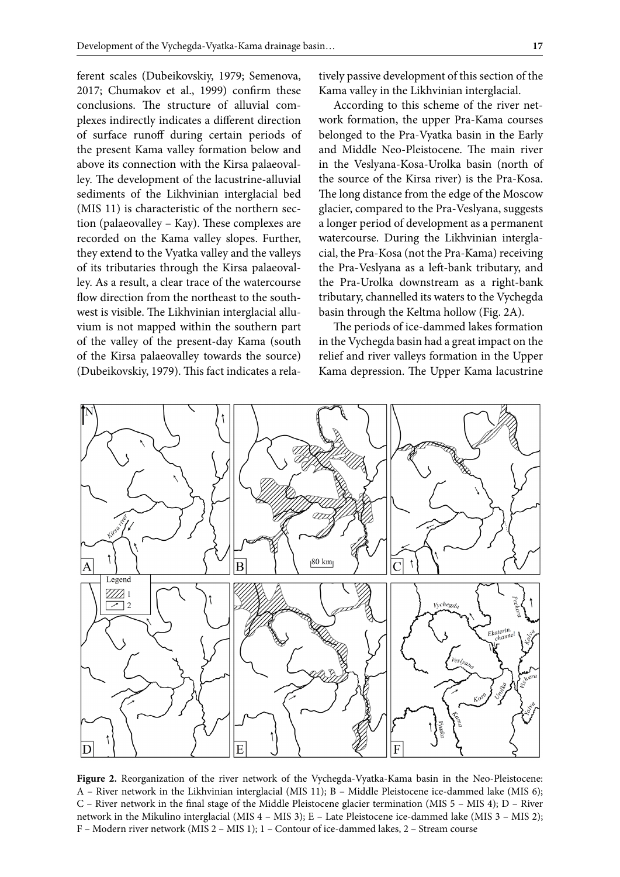ferent scales (Dubeikovskiy, 1979; Semenova, 2017; Chumakov et al., 1999) confirm these conclusions. The structure of alluvial complexes indirectly indicates a different direction of surface runoff during certain periods of the present Kama valley formation below and above its connection with the Kirsa palaeovalley. The development of the lacustrine-alluvial sediments of the Likhvinian interglacial bed (MIS 11) is characteristic of the northern section (palaeovalley – Kay). These complexes are recorded on the Kama valley slopes. Further, they extend to the Vyatka valley and the valleys of its tributaries through the Kirsa palaeovalley. As a result, a clear trace of the watercourse flow direction from the northeast to the southwest is visible. The Likhvinian interglacial alluvium is not mapped within the southern part of the valley of the present-day Kama (south of the Kirsa palaeovalley towards the source) (Dubeikovskiy, 1979). This fact indicates a relatively passive development of this section of the Kama valley in the Likhvinian interglacial.

According to this scheme of the river network formation, the upper Pra-Kama courses belonged to the Pra-Vyatka basin in the Early and Middle Neo-Pleistocene. The main river in the Veslyana-Kosa-Urolka basin (north of the source of the Kirsa river) is the Pra-Kosa. The long distance from the edge of the Moscow glacier, compared to the Pra-Veslyana, suggests a longer period of development as a permanent watercourse. During the Likhvinian interglacial, the Pra-Kosa (not the Pra-Kama) receiving the Pra-Veslyana as a left-bank tributary, and the Pra-Urolka downstream as a right-bank tributary, channelled its waters to the Vychegda basin through the Keltma hollow (Fig. 2A).

The periods of ice-dammed lakes formation in the Vychegda basin had a great impact on the relief and river valleys formation in the Upper Kama depression. The Upper Kama lacustrine

**Figure 2.** Reorganization of the river network of the Vychegda-Vyatka-Kama basin in the Neo-Pleistocene: A – River network in the Likhvinian interglacial (MIS 11); B – Middle Pleistocene ice-dammed lake (MIS 6); C – River network in the final stage of the Middle Pleistocene glacier termination (MIS 5 – MIS 4); D – River network in the Mikulino interglacial (MIS 4 – MIS 3); E – Late Pleistocene ice-dammed lake (MIS 3 – MIS 2); F – Modern river network (MIS 2 – MIS 1); 1 – Contour of ice-dammed lakes, 2 – Stream course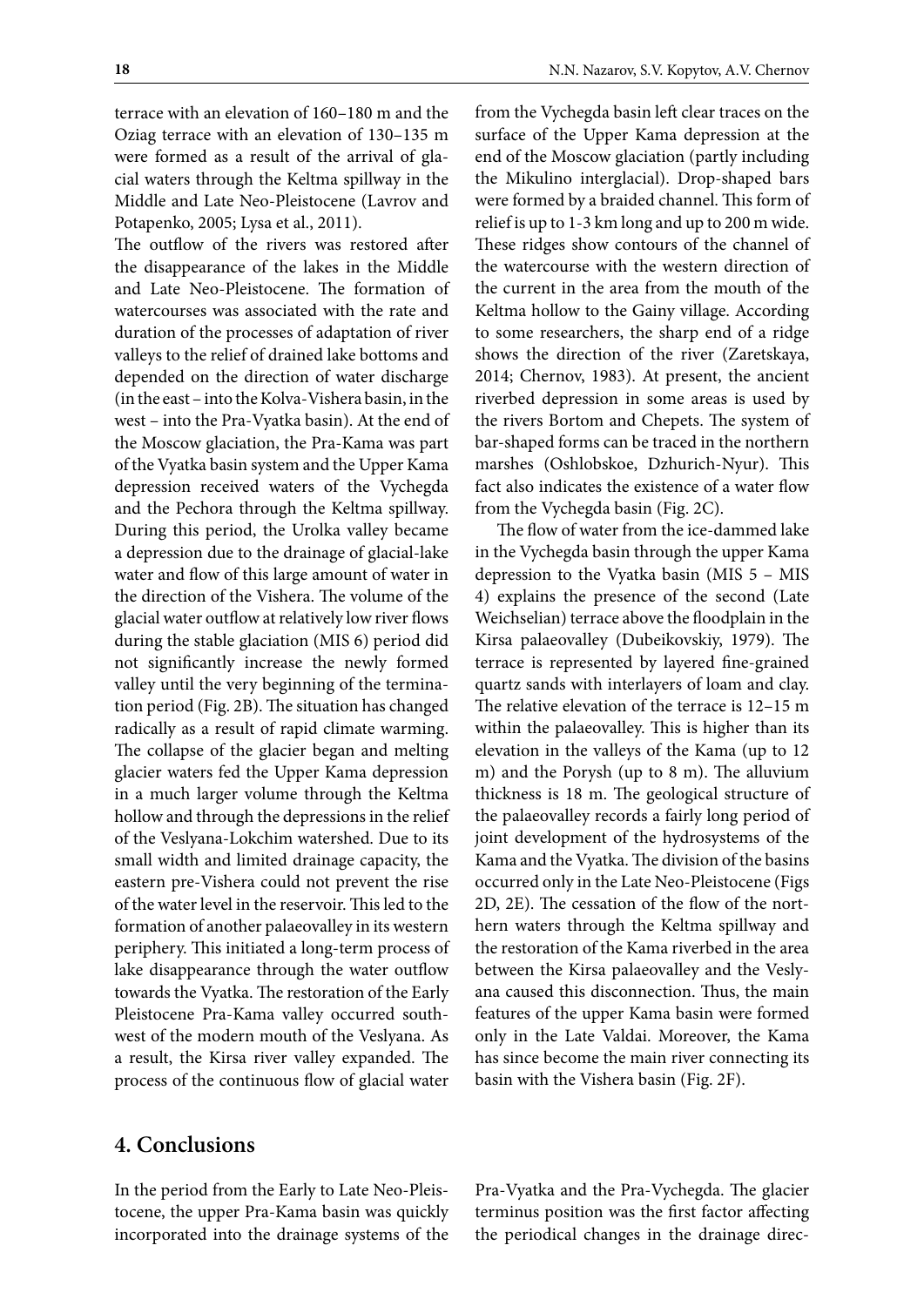terrace with an elevation of 160–180 m and the Oziag terrace with an elevation of 130–135 m were formed as a result of the arrival of glacial waters through the Keltma spillway in the Middle and Late Neo-Pleistocene (Lavrov and Potapenko, 2005; Lysa et al., 2011).

The outflow of the rivers was restored after the disappearance of the lakes in the Middle and Late Neo-Pleistocene. The formation of watercourses was associated with the rate and duration of the processes of adaptation of river valleys to the relief of drained lake bottoms and depended on the direction of water discharge (in the east – into the Kolva-Vishera basin, in the west – into the Pra-Vyatka basin). At the end of the Moscow glaciation, the Pra-Kama was part of the Vyatka basin system and the Upper Kama depression received waters of the Vychegda and the Pechora through the Keltma spillway. During this period, the Urolka valley became a depression due to the drainage of glacial-lake water and flow of this large amount of water in the direction of the Vishera. The volume of the glacial water outflow at relatively low river flows during the stable glaciation (MIS 6) period did not significantly increase the newly formed valley until the very beginning of the termination period (Fig. 2B). The situation has changed radically as a result of rapid climate warming. The collapse of the glacier began and melting glacier waters fed the Upper Kama depression in a much larger volume through the Keltma hollow and through the depressions in the relief of the Veslyana-Lokchim watershed. Due to its small width and limited drainage capacity, the eastern pre-Vishera could not prevent the rise of the water level in the reservoir. This led to the formation of another palaeovalley in its western periphery. This initiated a long-term process of lake disappearance through the water outflow towards the Vyatka. The restoration of the Early Pleistocene Pra-Kama valley occurred southwest of the modern mouth of the Veslyana. As a result, the Kirsa river valley expanded. The process of the continuous flow of glacial water from the Vychegda basin left clear traces on the surface of the Upper Kama depression at the end of the Moscow glaciation (partly including the Mikulino interglacial). Drop-shaped bars were formed by a braided channel. This form of relief is up to 1-3 km long and up to 200 m wide. These ridges show contours of the channel of the watercourse with the western direction of the current in the area from the mouth of the Keltma hollow to the Gainy village. According to some researchers, the sharp end of a ridge shows the direction of the river (Zaretskaya, 2014; Chernov, 1983). At present, the ancient riverbed depression in some areas is used by the rivers Bortom and Chepets. The system of bar-shaped forms can be traced in the northern marshes (Oshlobskoe, Dzhurich-Nyur). This fact also indicates the existence of a water flow from the Vychegda basin (Fig. 2C).

The flow of water from the ice-dammed lake in the Vychegda basin through the upper Kama depression to the Vyatka basin (MIS 5 – MIS 4) explains the presence of the second (Late Weichselian) terrace above the floodplain in the Kirsa palaeovalley (Dubeikovskiy, 1979). The terrace is represented by layered fine-grained quartz sands with interlayers of loam and clay. The relative elevation of the terrace is 12–15 m within the palaeovalley. This is higher than its elevation in the valleys of the Kama (up to 12 m) and the Porysh (up to 8 m). The alluvium thickness is 18 m. The geological structure of the palaeovalley records a fairly long period of joint development of the hydrosystems of the Kama and the Vyatka. The division of the basins occurred only in the Late Neo-Pleistocene (Figs 2D, 2E). The cessation of the flow of the northern waters through the Keltma spillway and the restoration of the Kama riverbed in the area between the Kirsa palaeovalley and the Veslyana caused this disconnection. Thus, the main features of the upper Kama basin were formed only in the Late Valdai. Moreover, the Kama has since become the main river connecting its basin with the Vishera basin (Fig. 2F).

## 4. Conclusions

In the period from the Early to Late Neo-Pleistocene, the upper Pra-Kama basin was quickly incorporated into the drainage systems of the Pra-Vyatka and the Pra-Vychegda. The glacier terminus position was the first factor affecting the periodical changes in the drainage direc-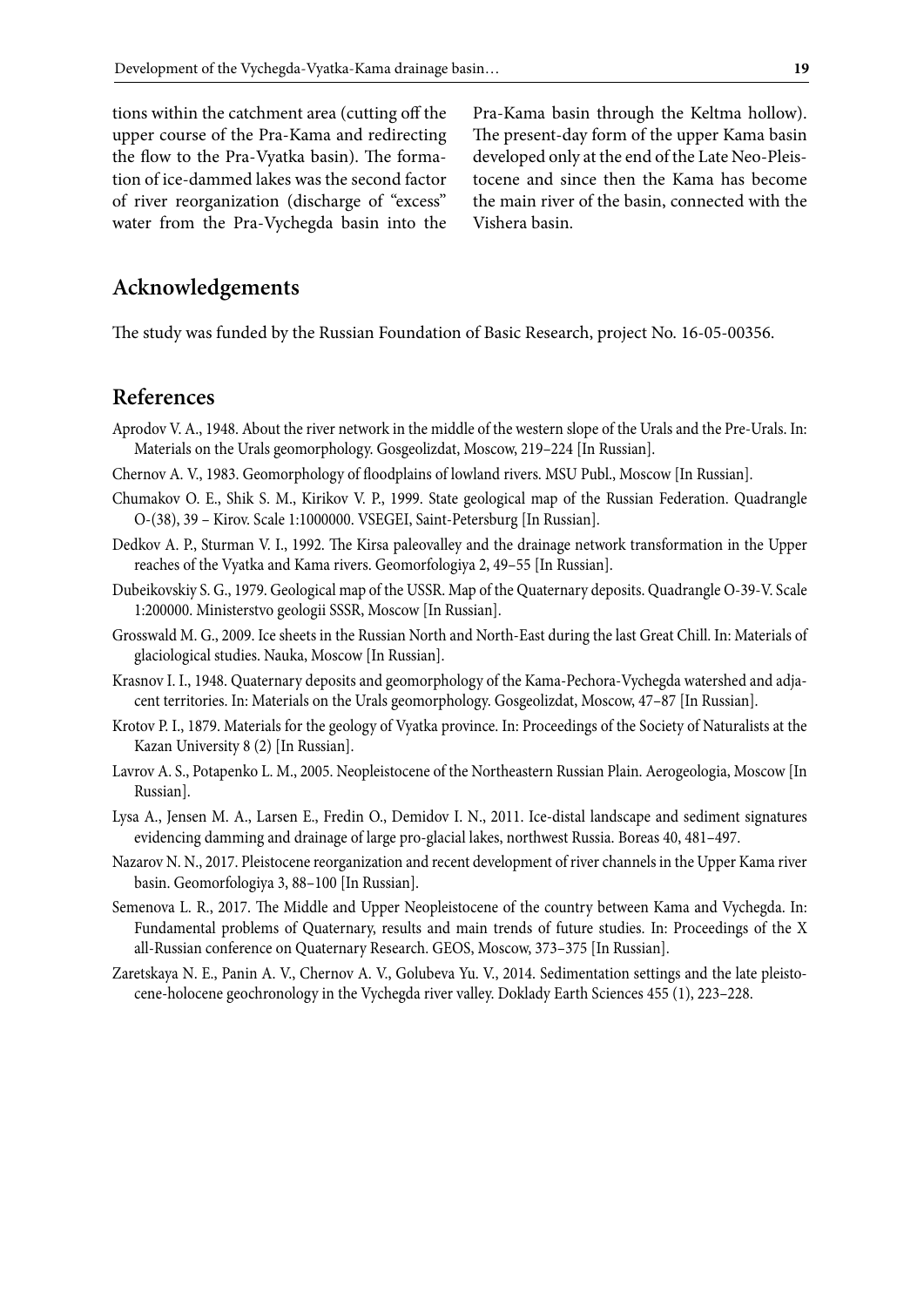tions within the catchment area (cutting off the upper course of the Pra-Kama and redirecting the flow to the Pra-Vyatka basin). The formation of ice-dammed lakes was the second factor of river reorganization (discharge of "excess" water from the Pra-Vychegda basin into the Pra-Kama basin through the Keltma hollow). The present-day form of the upper Kama basin developed only at the end of the Late Neo-Pleistocene and since then the Kama has become the main river of the basin, connected with the Vishera basin.

## Acknowledgements

The study was funded by the Russian Foundation of Basic Research, project No. 16-05-00356.

## References

Aprodov V. A., 1948. About the river network in the middle of the western slope of the Urals and the Pre-Urals. In: Materials on the Urals geomorphology. Gosgeolizdat, Moscow, 219–224 [In Russian].

Chernov A. V., 1983. Geomorphology of floodplains of lowland rivers. MSU Publ., Moscow [In Russian].

Chumakov O. E., Shik S. M., Kirikov V. P., 1999. State geological map of the Russian Federation. Quadrangle O-(38), 39 – Kirov. Scale 1:1000000. VSEGEI, Saint-Petersburg [In Russian].

Dedkov A. P., Sturman V. I., 1992. The Kirsa paleovalley and the drainage network transformation in the Upper reaches of the Vyatka and Kama rivers. Geomorfologiya 2, 49–55 [In Russian].

Dubeikovskiy S. G., 1979. Geological map of the USSR. Map of the Quaternary deposits. Quadrangle O-39-V. Scale 1:200000. Ministerstvo geologii SSSR, Moscow [In Russian].

Grosswald M. G., 2009. Ice sheets in the Russian North and North-East during the last Great Chill. In: Materials of glaciological studies. Nauka, Moscow [In Russian].

Krasnov I. I., 1948. Quaternary deposits and geomorphology of the Kama-Pechora-Vychegda watershed and adjacent territories. In: Materials on the Urals geomorphology. Gosgeolizdat, Moscow, 47–87 [In Russian].

Krotov P. I., 1879. Materials for the geology of Vyatka province. In: Proceedings of the Society of Naturalists at the Kazan University 8 (2) [In Russian].

Lavrov A. S., Potapenko L. M., 2005. Neopleistocene of the Northeastern Russian Plain. Aerogeologia, Moscow [In Russian].

Lysa A., Jensen M. A., Larsen E., Fredin O., Demidov I. N., 2011. Ice-distal landscape and sediment signatures evidencing damming and drainage of large pro-glacial lakes, northwest Russia. Boreas 40, 481–497.

Nazarov N. N., 2017. Pleistocene reorganization and recent development of river channels in the Upper Kama river basin. Geomorfologiya 3, 88–100 [In Russian].

Semenova L. R., 2017. The Middle and Upper Neopleistocene of the country between Kama and Vychegda. In: Fundamental problems of Quaternary, results and main trends of future studies. In: Proceedings of the X all-Russian conference on Quaternary Research. GEOS, Moscow, 373–375 [In Russian].

Zaretskaya N. E., Panin A. V., Chernov A. V., Golubeva Yu. V., 2014. Sedimentation settings and the late pleistocene-holocene geochronology in the Vychegda river valley. Doklady Earth Sciences 455 (1), 223–228.